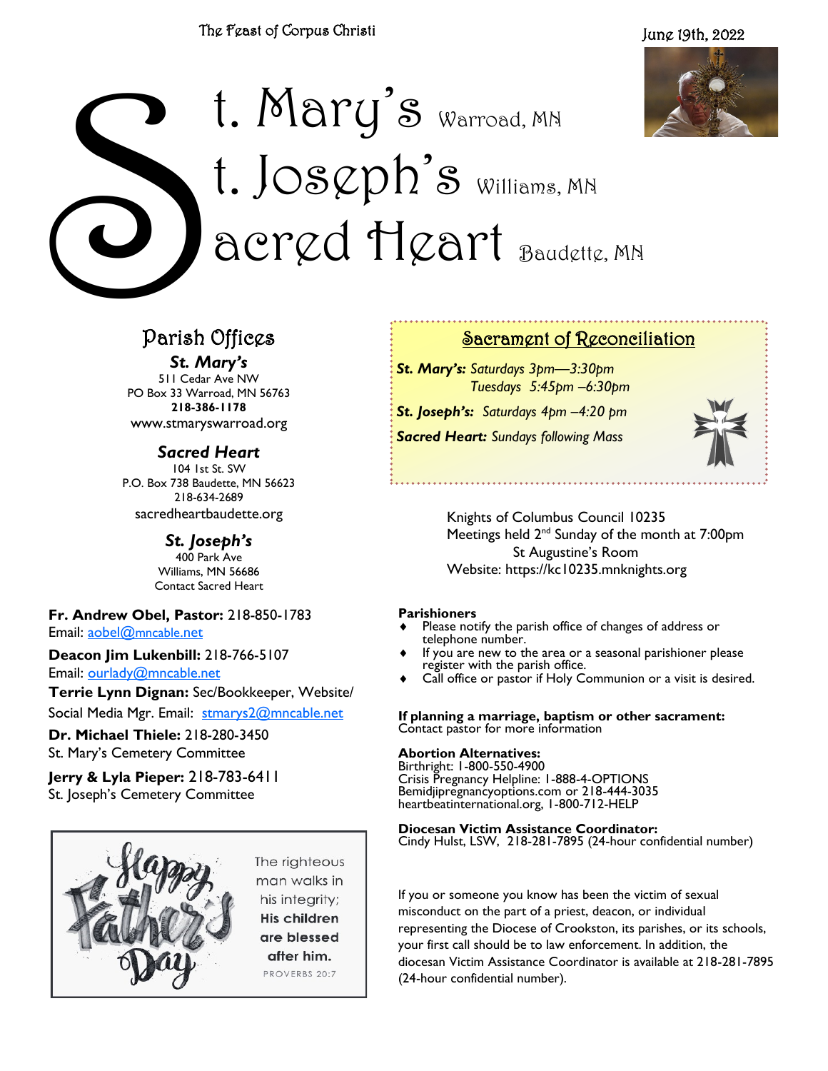The Feast of Corpus Christi

June 19th, 2022

# St. Mary's Warroad, MN
# St. Joseph's Williams, MN
# Sacred Heart Baudette, MN

## Parish Offices

***St. Mary's***
511 Cedar Ave NW
PO Box 33 Warroad, MN 56763
**218-386-1178**
www.stmaryswarroad.org

***Sacred Heart***
104 1st St. SW
P.O. Box 738 Baudette, MN 56623
218-634-2689
sacredheartbaudette.org

***St. Joseph's***
400 Park Ave
Williams, MN 56686
Contact Sacred Heart

**Fr. Andrew Obel, Pastor:** 218-850-1783
Email: aobel@mncable.net

**Deacon Jim Lukenbill:** 218-766-5107
Email: ourlady@mncable.net

**Terrie Lynn Dignan:** Sec/Bookkeeper, Website/ Social Media Mgr. Email: stmarys2@mncable.net

**Dr. Michael Thiele:** 218-280-3450
St. Mary's Cemetery Committee

**Jerry & Lyla Pieper:** 218-783-6411
St. Joseph's Cemetery Committee

Happy Father's Day

The righteous man walks in his integrity; **His children are blessed after him.**
PROVERBS 20:7

## Sacrament of Reconciliation

***St. Mary's:*** *Saturdays 3pm—3:30pm*
*Tuesdays 5:45pm –6:30pm*

***St. Joseph's:*** *Saturdays 4pm –4:20 pm*

***Sacred Heart:*** *Sundays following Mass*

Knights of Columbus Council 10235
Meetings held 2nd Sunday of the month at 7:00pm
St Augustine's Room
Website: https://kc10235.mnknights.org

**Parishioners**
- Please notify the parish office of changes of address or telephone number.
- If you are new to the area or a seasonal parishioner please register with the parish office.
- Call office or pastor if Holy Communion or a visit is desired.

**If planning a marriage, baptism or other sacrament:**
Contact pastor for more information

**Abortion Alternatives:**
Birthright: 1-800-550-4900
Crisis Pregnancy Helpline: 1-888-4-OPTIONS
Bemidjipregnancyoptions.com or 218-444-3035
heartbeatinternational.org, 1-800-712-HELP

**Diocesan Victim Assistance Coordinator:**
Cindy Hulst, LSW, 218-281-7895 (24-hour confidential number)

If you or someone you know has been the victim of sexual misconduct on the part of a priest, deacon, or individual representing the Diocese of Crookston, its parishes, or its schools, your first call should be to law enforcement. In addition, the diocesan Victim Assistance Coordinator is available at 218-281-7895 (24-hour confidential number).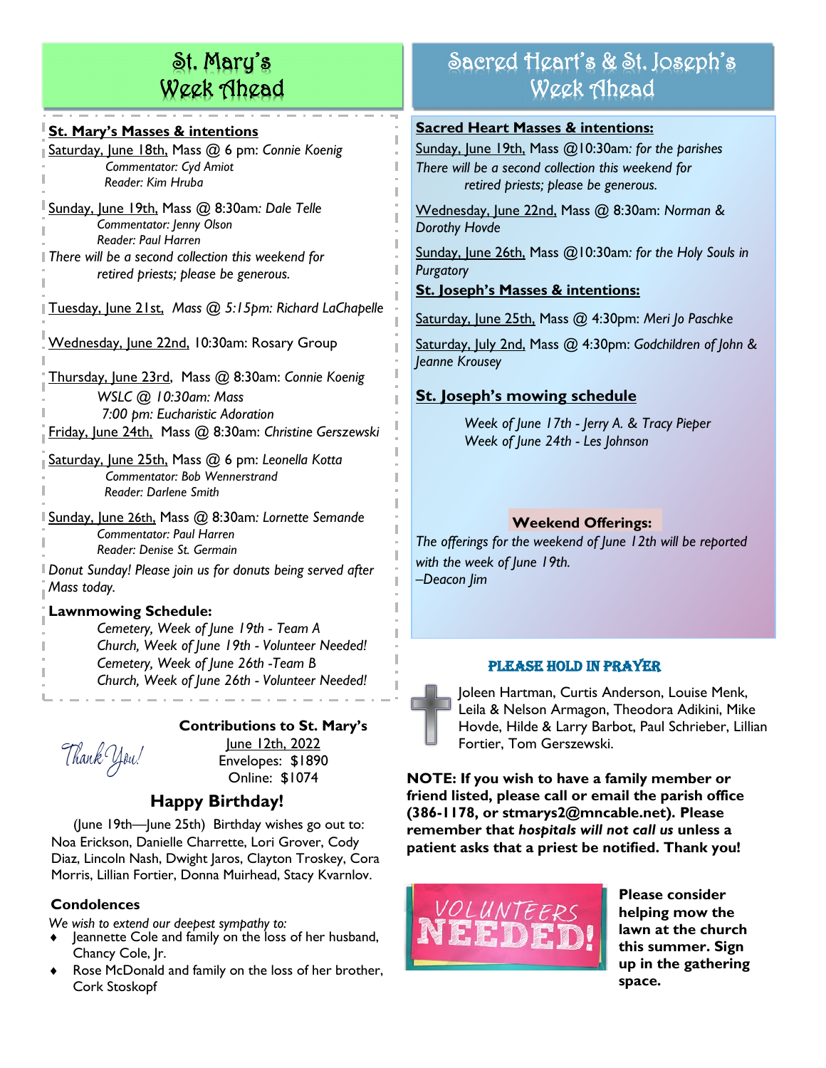# St. Mary's Week Ahead

## St. Mary's Masses & intentions

Saturday, June 18th, Mass @ 6 pm: *Connie Koenig*
*Commentator: Cyd Amiot*
*Reader: Kim Hruba*

Sunday, June 19th, Mass @ 8:30am: *Dale Telle*
*Commentator: Jenny Olson*
*Reader: Paul Harren*
*There will be a second collection this weekend for retired priests; please be generous.*

Tuesday, June 21st, *Mass @ 5:15pm: Richard LaChapelle*

Wednesday, June 22nd, 10:30am: Rosary Group

Thursday, June 23rd, Mass @ 8:30am: *Connie Koenig*
*WSLC @ 10:30am: Mass*
*7:00 pm: Eucharistic Adoration*

Friday, June 24th, Mass @ 8:30am: *Christine Gerszewski*

Saturday, June 25th, Mass @ 6 pm: *Leonella Kotta*
*Commentator: Bob Wennerstrand*
*Reader: Darlene Smith*

Sunday, June 26th, Mass @ 8:30am: *Lornette Semande*
*Commentator: Paul Harren*
*Reader: Denise St. Germain*

*Donut Sunday! Please join us for donuts being served after Mass today.*

**Lawnmowing Schedule:**
*Cemetery, Week of June 19th - Team A*
*Church, Week of June 19th - Volunteer Needed!*
*Cemetery, Week of June 26th -Team B*
*Church, Week of June 26th - Volunteer Needed!*

*Thank You!*

**Contributions to St. Mary's**
June 12th, 2022
Envelopes: $1890
Online: $1074

## Happy Birthday!

(June 19th—June 25th) Birthday wishes go out to: Noa Erickson, Danielle Charrette, Lori Grover, Cody Diaz, Lincoln Nash, Dwight Jaros, Clayton Troskey, Cora Morris, Lillian Fortier, Donna Muirhead, Stacy Kvarnlov.

**Condolences**

*We wish to extend our deepest sympathy to:*

- Jeannette Cole and family on the loss of her husband, Chancy Cole, Jr.
- Rose McDonald and family on the loss of her brother, Cork Stoskopf

# Sacred Heart's & St. Joseph's Week Ahead

## Sacred Heart Masses & intentions:

Sunday, June 19th, Mass @10:30am: *for the parishes*
*There will be a second collection this weekend for retired priests; please be generous.*

Wednesday, June 22nd, Mass @ 8:30am: *Norman & Dorothy Hovde*

Sunday, June 26th, Mass @10:30am: *for the Holy Souls in Purgatory*

## St. Joseph's Masses & intentions:

Saturday, June 25th, Mass @ 4:30pm: *Meri Jo Paschke*

Saturday, July 2nd, Mass @ 4:30pm: *Godchildren of John & Jeanne Krousey*

## St. Joseph's mowing schedule

*Week of June 17th - Jerry A. & Tracy Pieper*
*Week of June 24th - Les Johnson*

**Weekend Offerings:**
*The offerings for the weekend of June 12th will be reported with the week of June 19th.*
*–Deacon Jim*

## PLEASE HOLD IN PRAYER

Joleen Hartman, Curtis Anderson, Louise Menk, Leila & Nelson Armagon, Theodora Adikini, Mike Hovde, Hilde & Larry Barbot, Paul Schrieber, Lillian Fortier, Tom Gerszewski.

**NOTE: If you wish to have a family member or friend listed, please call or email the parish office (386-1178, or stmarys2@mncable.net). Please remember that *hospitals will not call us* unless a patient asks that a priest be notified. Thank you!**

VOLUNTEERS NEEDED!

**Please consider helping mow the lawn at the church this summer. Sign up in the gathering space.**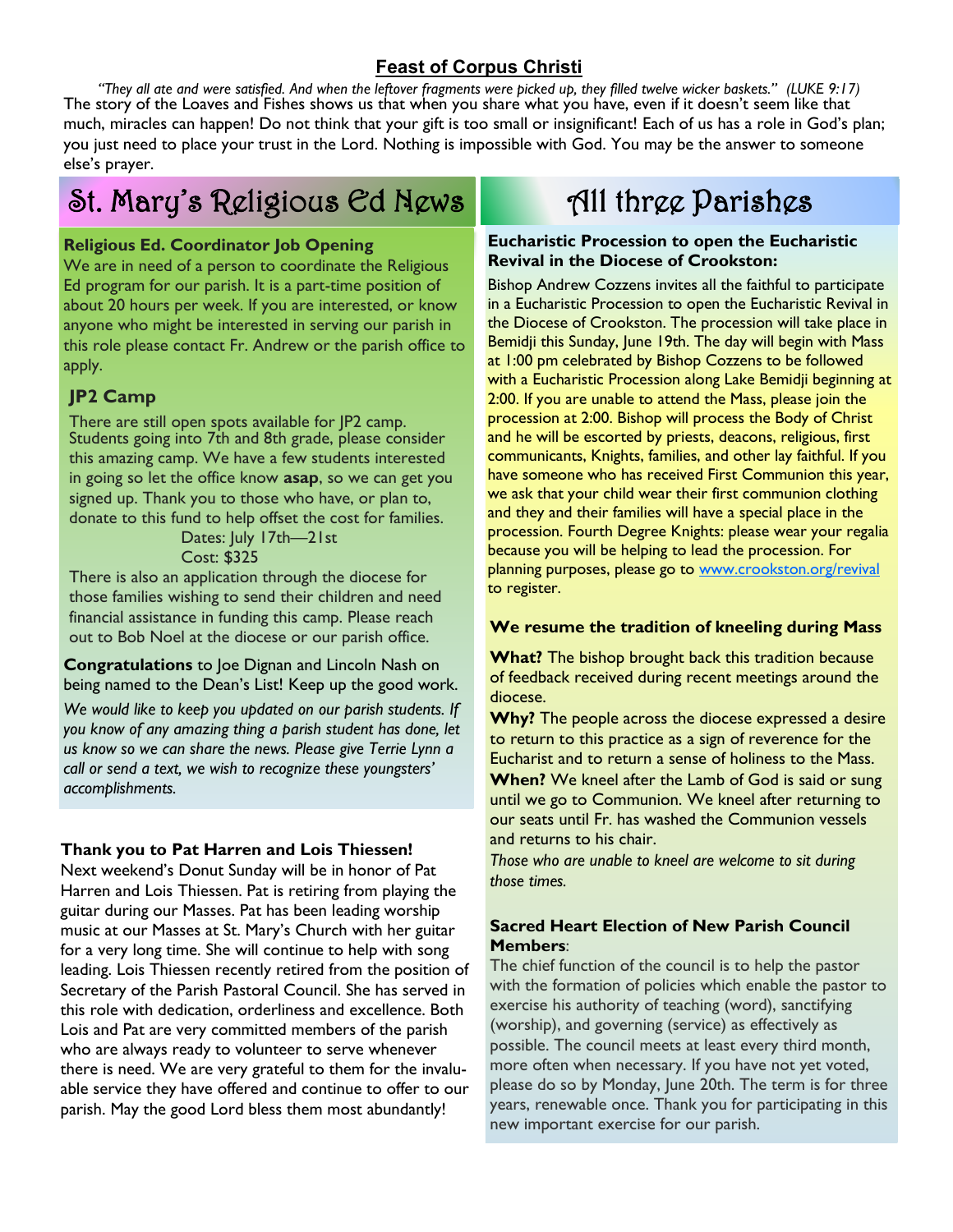## Feast of Corpus Christi

*"They all ate and were satisfied. And when the leftover fragments were picked up, they filled twelve wicker baskets." (LUKE 9:17)*

The story of the Loaves and Fishes shows us that when you share what you have, even if it doesn't seem like that much, miracles can happen! Do not think that your gift is too small or insignificant! Each of us has a role in God's plan; you just need to place your trust in the Lord. Nothing is impossible with God. You may be the answer to someone else's prayer.

# St. Mary's Religious Ed News

### Religious Ed. Coordinator Job Opening

We are in need of a person to coordinate the Religious Ed program for our parish. It is a part-time position of about 20 hours per week. If you are interested, or know anyone who might be interested in serving our parish in this role please contact Fr. Andrew or the parish office to apply.

### JP2 Camp

There are still open spots available for JP2 camp. Students going into 7th and 8th grade, please consider this amazing camp. We have a few students interested in going so let the office know **asap**, so we can get you signed up. Thank you to those who have, or plan to, donate to this fund to help offset the cost for families.

Dates: July 17th—21st
Cost: $325

There is also an application through the diocese for those families wishing to send their children and need financial assistance in funding this camp. Please reach out to Bob Noel at the diocese or our parish office.

**Congratulations** to Joe Dignan and Lincoln Nash on being named to the Dean's List! Keep up the good work.

*We would like to keep you updated on our parish students. If you know of any amazing thing a parish student has done, let us know so we can share the news. Please give Terrie Lynn a call or send a text, we wish to recognize these youngsters' accomplishments.*

### Thank you to Pat Harren and Lois Thiessen!

Next weekend's Donut Sunday will be in honor of Pat Harren and Lois Thiessen. Pat is retiring from playing the guitar during our Masses. Pat has been leading worship music at our Masses at St. Mary's Church with her guitar for a very long time. She will continue to help with song leading. Lois Thiessen recently retired from the position of Secretary of the Parish Pastoral Council. She has served in this role with dedication, orderliness and excellence. Both Lois and Pat are very committed members of the parish who are always ready to volunteer to serve whenever there is need. We are very grateful to them for the invaluable service they have offered and continue to offer to our parish. May the good Lord bless them most abundantly!

# All three Parishes

### Eucharistic Procession to open the Eucharistic Revival in the Diocese of Crookston:

Bishop Andrew Cozzens invites all the faithful to participate in a Eucharistic Procession to open the Eucharistic Revival in the Diocese of Crookston. The procession will take place in Bemidji this Sunday, June 19th. The day will begin with Mass at 1:00 pm celebrated by Bishop Cozzens to be followed with a Eucharistic Procession along Lake Bemidji beginning at 2:00. If you are unable to attend the Mass, please join the procession at 2:00. Bishop will process the Body of Christ and he will be escorted by priests, deacons, religious, first communicants, Knights, families, and other lay faithful. If you have someone who has received First Communion this year, we ask that your child wear their first communion clothing and they and their families will have a special place in the procession. Fourth Degree Knights: please wear your regalia because you will be helping to lead the procession. For planning purposes, please go to www.crookston.org/revival to register.

### We resume the tradition of kneeling during Mass

**What?** The bishop brought back this tradition because of feedback received during recent meetings around the diocese.

**Why?** The people across the diocese expressed a desire to return to this practice as a sign of reverence for the Eucharist and to return a sense of holiness to the Mass.

**When?** We kneel after the Lamb of God is said or sung until we go to Communion. We kneel after returning to our seats until Fr. has washed the Communion vessels and returns to his chair.

*Those who are unable to kneel are welcome to sit during those times.*

### Sacred Heart Election of New Parish Council Members:

The chief function of the council is to help the pastor with the formation of policies which enable the pastor to exercise his authority of teaching (word), sanctifying (worship), and governing (service) as effectively as possible. The council meets at least every third month, more often when necessary. If you have not yet voted, please do so by Monday, June 20th. The term is for three years, renewable once. Thank you for participating in this new important exercise for our parish.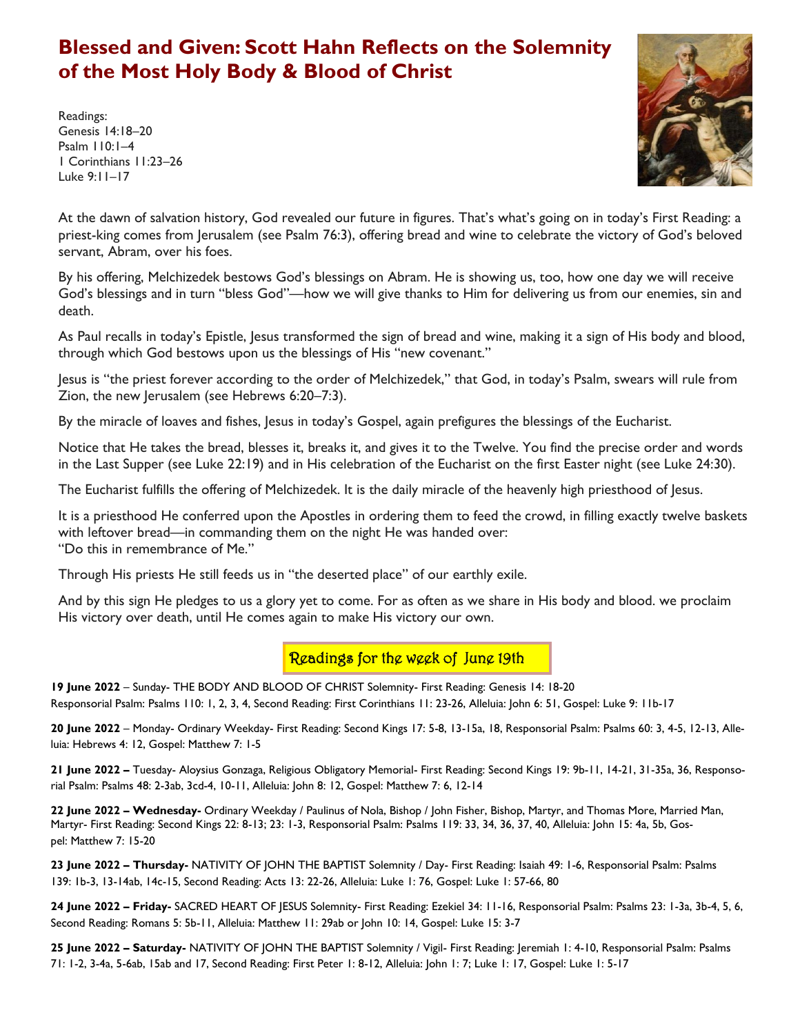# Blessed and Given: Scott Hahn Reflects on the Solemnity of the Most Holy Body & Blood of Christ

Readings:
Genesis 14:18–20
Psalm 110:1–4
1 Corinthians 11:23–26
Luke 9:11–17

At the dawn of salvation history, God revealed our future in figures. That's what's going on in today's First Reading: a priest-king comes from Jerusalem (see Psalm 76:3), offering bread and wine to celebrate the victory of God's beloved servant, Abram, over his foes.

By his offering, Melchizedek bestows God's blessings on Abram. He is showing us, too, how one day we will receive God's blessings and in turn "bless God"—how we will give thanks to Him for delivering us from our enemies, sin and death.

As Paul recalls in today's Epistle, Jesus transformed the sign of bread and wine, making it a sign of His body and blood, through which God bestows upon us the blessings of His "new covenant."

Jesus is "the priest forever according to the order of Melchizedek," that God, in today's Psalm, swears will rule from Zion, the new Jerusalem (see Hebrews 6:20–7:3).

By the miracle of loaves and fishes, Jesus in today's Gospel, again prefigures the blessings of the Eucharist.

Notice that He takes the bread, blesses it, breaks it, and gives it to the Twelve. You find the precise order and words in the Last Supper (see Luke 22:19) and in His celebration of the Eucharist on the first Easter night (see Luke 24:30).

The Eucharist fulfills the offering of Melchizedek. It is the daily miracle of the heavenly high priesthood of Jesus.

It is a priesthood He conferred upon the Apostles in ordering them to feed the crowd, in filling exactly twelve baskets with leftover bread—in commanding them on the night He was handed over:
"Do this in remembrance of Me."

Through His priests He still feeds us in "the deserted place" of our earthly exile.

And by this sign He pledges to us a glory yet to come. For as often as we share in His body and blood. we proclaim His victory over death, until He comes again to make His victory our own.

## Readings for the week of June 19th

**19 June 2022** – Sunday- THE BODY AND BLOOD OF CHRIST Solemnity- First Reading: Genesis 14: 18-20 Responsorial Psalm: Psalms 110: 1, 2, 3, 4, Second Reading: First Corinthians 11: 23-26, Alleluia: John 6: 51, Gospel: Luke 9: 11b-17

**20 June 2022** – Monday- Ordinary Weekday- First Reading: Second Kings 17: 5-8, 13-15a, 18, Responsorial Psalm: Psalms 60: 3, 4-5, 12-13, Alleluia: Hebrews 4: 12, Gospel: Matthew 7: 1-5

**21 June 2022 –** Tuesday- Aloysius Gonzaga, Religious Obligatory Memorial- First Reading: Second Kings 19: 9b-11, 14-21, 31-35a, 36, Responsorial Psalm: Psalms 48: 2-3ab, 3cd-4, 10-11, Alleluia: John 8: 12, Gospel: Matthew 7: 6, 12-14

**22 June 2022 – Wednesday-** Ordinary Weekday / Paulinus of Nola, Bishop / John Fisher, Bishop, Martyr, and Thomas More, Married Man, Martyr- First Reading: Second Kings 22: 8-13; 23: 1-3, Responsorial Psalm: Psalms 119: 33, 34, 36, 37, 40, Alleluia: John 15: 4a, 5b, Gospel: Matthew 7: 15-20

**23 June 2022 – Thursday-** NATIVITY OF JOHN THE BAPTIST Solemnity / Day- First Reading: Isaiah 49: 1-6, Responsorial Psalm: Psalms 139: 1b-3, 13-14ab, 14c-15, Second Reading: Acts 13: 22-26, Alleluia: Luke 1: 76, Gospel: Luke 1: 57-66, 80

**24 June 2022 – Friday-** SACRED HEART OF JESUS Solemnity- First Reading: Ezekiel 34: 11-16, Responsorial Psalm: Psalms 23: 1-3a, 3b-4, 5, 6, Second Reading: Romans 5: 5b-11, Alleluia: Matthew 11: 29ab or John 10: 14, Gospel: Luke 15: 3-7

**25 June 2022 – Saturday-** NATIVITY OF JOHN THE BAPTIST Solemnity / Vigil- First Reading: Jeremiah 1: 4-10, Responsorial Psalm: Psalms 71: 1-2, 3-4a, 5-6ab, 15ab and 17, Second Reading: First Peter 1: 8-12, Alleluia: John 1: 7; Luke 1: 17, Gospel: Luke 1: 5-17